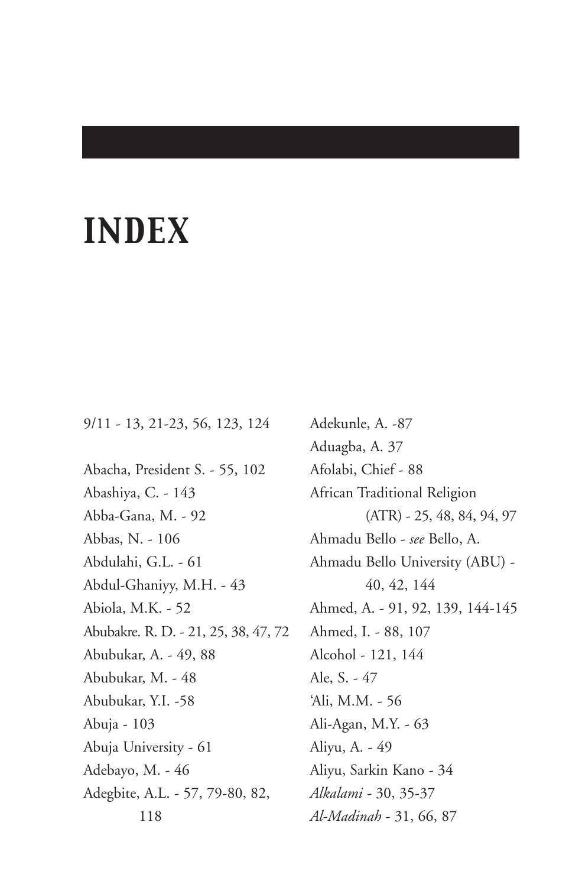# INDEX

9/11 - 13, 21-23, 56, 123, 124

Abacha, President S. - 55, 102
Abashiya, C. - 143
Abba-Gana, M. - 92
Abbas, N. - 106
Abdulahi, G.L. - 61
Abdul-Ghaniyy, M.H. - 43
Abiola, M.K. - 52
Abubakre. R. D. - 21, 25, 38, 47, 72
Abubukar, A. - 49, 88
Abubukar, M. - 48
Abubukar, Y.I. -58
Abuja - 103
Abuja University - 61
Adebayo, M. - 46
Adegbite, A.L. - 57, 79-80, 82, 118
Adekunle, A. -87
Aduagba, A. 37
Afolabi, Chief - 88
African Traditional Religion (ATR) - 25, 48, 84, 94, 97
Ahmadu Bello - *see* Bello, A.
Ahmadu Bello University (ABU) - 40, 42, 144
Ahmed, A. - 91, 92, 139, 144-145
Ahmed, I. - 88, 107
Alcohol - 121, 144
Ale, S. - 47
'Ali, M.M. - 56
Ali-Agan, M.Y. - 63
Aliyu, A. - 49
Aliyu, Sarkin Kano - 34
*Alkalami* - 30, 35-37
*Al-Madinah* - 31, 66, 87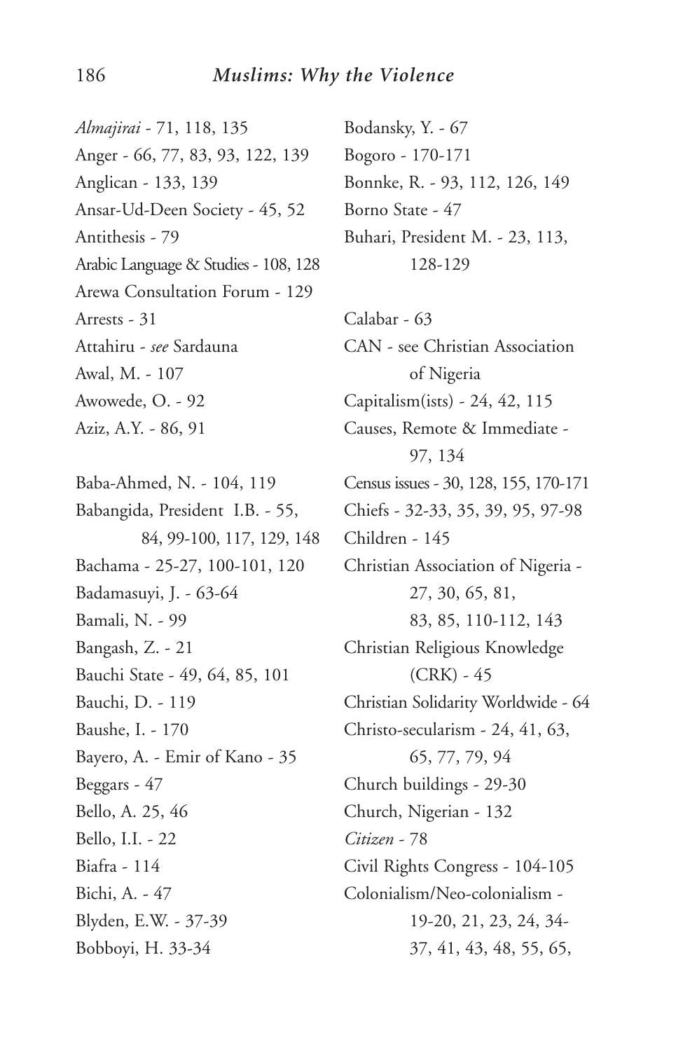*Almajirai* - 71, 118, 135
Anger - 66, 77, 83, 93, 122, 139
Anglican - 133, 139
Ansar-Ud-Deen Society - 45, 52
Antithesis - 79
Arabic Language & Studies - 108, 128
Arewa Consultation Forum - 129
Arrests - 31
Attahiru - *see* Sardauna
Awal, M. - 107
Awowede, O. - 92
Aziz, A.Y. - 86, 91

Baba-Ahmed, N. - 104, 119
Babangida, President I.B. - 55, 84, 99-100, 117, 129, 148
Bachama - 25-27, 100-101, 120
Badamasuyi, J. - 63-64
Bamali, N. - 99
Bangash, Z. - 21
Bauchi State - 49, 64, 85, 101
Bauchi, D. - 119
Baushe, I. - 170
Bayero, A. - Emir of Kano - 35
Beggars - 47
Bello, A. 25, 46
Bello, I.I. - 22
Biafra - 114
Bichi, A. - 47
Blyden, E.W. - 37-39
Bobboyi, H. 33-34
Bodansky, Y. - 67
Bogoro - 170-171
Bonnke, R. - 93, 112, 126, 149
Borno State - 47
Buhari, President M. - 23, 113, 128-129

Calabar - 63
CAN - see Christian Association of Nigeria
Capitalism(ists) - 24, 42, 115
Causes, Remote & Immediate - 97, 134
Census issues - 30, 128, 155, 170-171
Chiefs - 32-33, 35, 39, 95, 97-98
Children - 145
Christian Association of Nigeria - 27, 30, 65, 81, 83, 85, 110-112, 143
Christian Religious Knowledge (CRK) - 45
Christian Solidarity Worldwide - 64
Christo-secularism - 24, 41, 63, 65, 77, 79, 94
Church buildings - 29-30
Church, Nigerian - 132
*Citizen* - 78
Civil Rights Congress - 104-105
Colonialism/Neo-colonialism - 19-20, 21, 23, 24, 34-37, 41, 43, 48, 55, 65,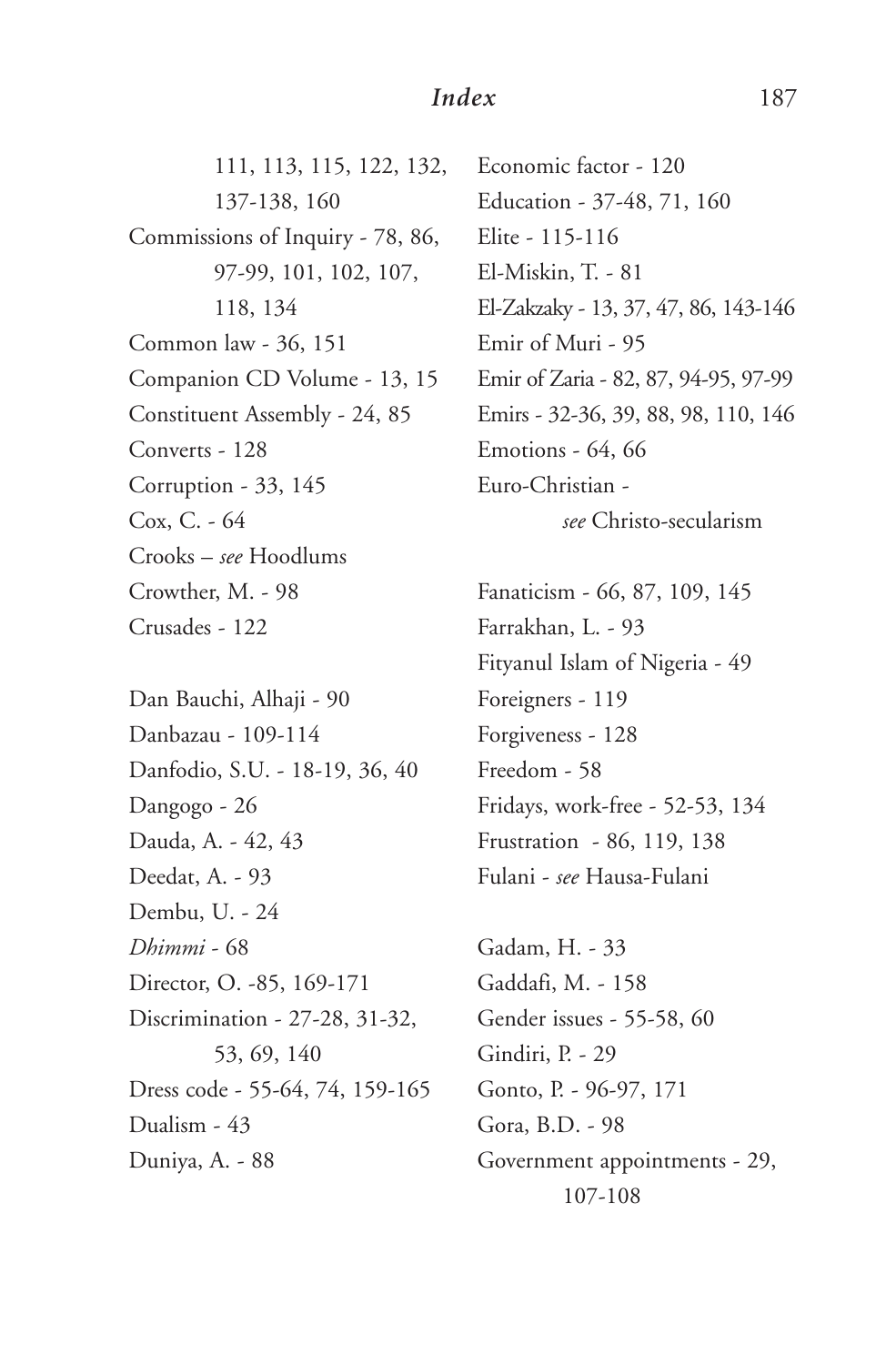111, 113, 115, 122, 132, 137-138, 160

Commissions of Inquiry - 78, 86, 97-99, 101, 102, 107, 118, 134

Common law - 36, 151

Companion CD Volume - 13, 15

Constituent Assembly - 24, 85

Converts - 128

Corruption - 33, 145

Cox, C. - 64

Crooks – *see* Hoodlums

Crowther, M. - 98

Crusades - 122

Dan Bauchi, Alhaji - 90

Danbazau - 109-114

Danfodio, S.U. - 18-19, 36, 40

Dangogo - 26

Dauda, A. - 42, 43

Deedat, A. - 93

Dembu, U. - 24

*Dhimmi* - 68

Director, O. -85, 169-171

Discrimination - 27-28, 31-32, 53, 69, 140

Dress code - 55-64, 74, 159-165

Dualism - 43

Duniya, A. - 88

Economic factor - 120

Education - 37-48, 71, 160

Elite - 115-116

El-Miskin, T. - 81

El-Zakzaky - 13, 37, 47, 86, 143-146

Emir of Muri - 95

Emir of Zaria - 82, 87, 94-95, 97-99

Emirs - 32-36, 39, 88, 98, 110, 146

Emotions - 64, 66

Euro-Christian - *see* Christo-secularism

Fanaticism - 66, 87, 109, 145

Farrakhan, L. - 93

Fityanul Islam of Nigeria - 49

Foreigners - 119

Forgiveness - 128

Freedom - 58

Fridays, work-free - 52-53, 134

Frustration - 86, 119, 138

Fulani - *see* Hausa-Fulani

Gadam, H. - 33

Gaddafi, M. - 158

Gender issues - 55-58, 60

Gindiri, P. - 29

Gonto, P. - 96-97, 171

Gora, B.D. - 98

Government appointments - 29, 107-108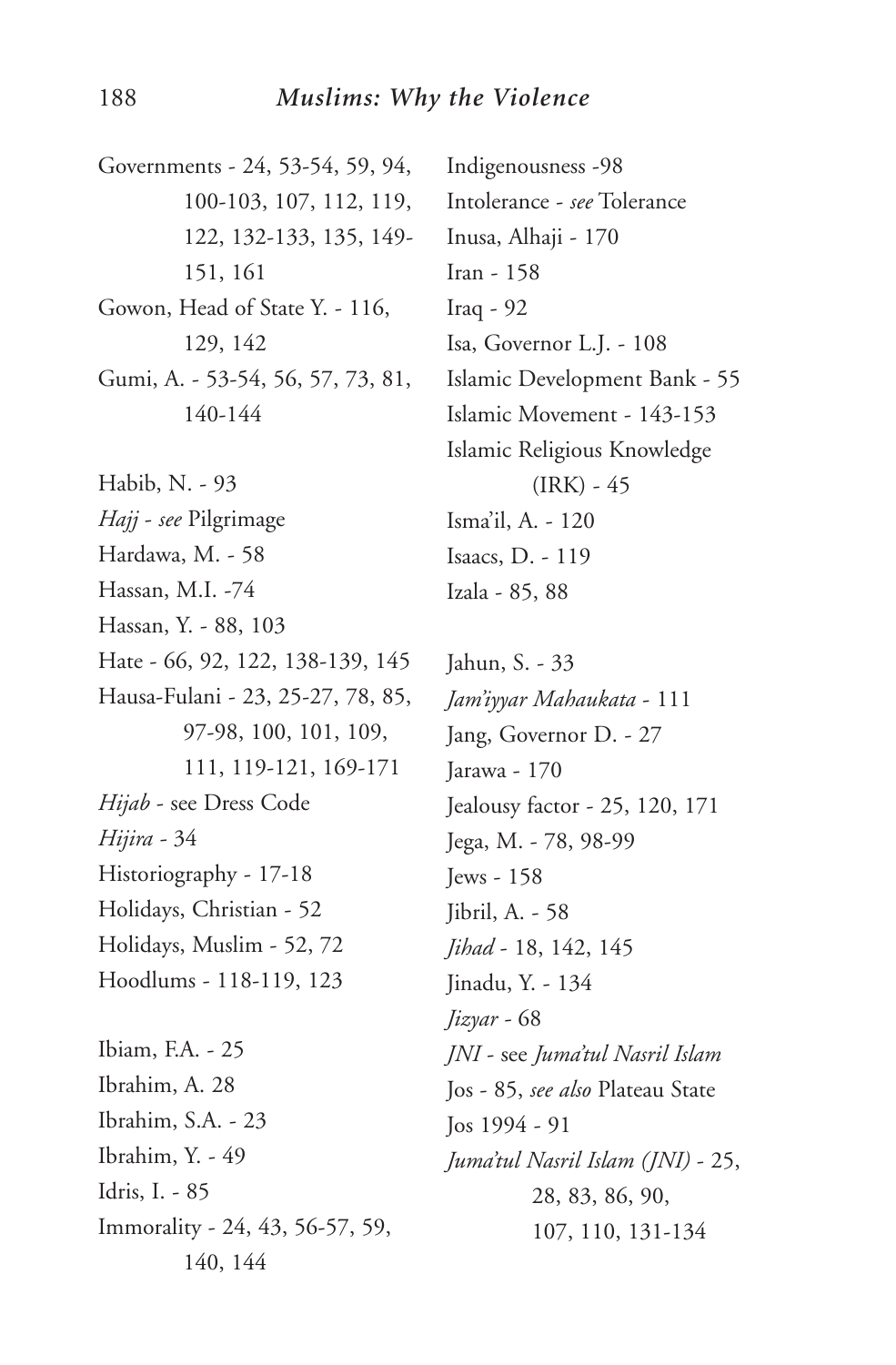Governments - 24, 53-54, 59, 94, 100-103, 107, 112, 119, 122, 132-133, 135, 149-151, 161
Gowon, Head of State Y. - 116, 129, 142
Gumi, A. - 53-54, 56, 57, 73, 81, 140-144

Habib, N. - 93
*Hajj* - *see* Pilgrimage
Hardawa, M. - 58
Hassan, M.I. -74
Hassan, Y. - 88, 103
Hate - 66, 92, 122, 138-139, 145
Hausa-Fulani - 23, 25-27, 78, 85, 97-98, 100, 101, 109, 111, 119-121, 169-171
*Hijab* - see Dress Code
*Hijira* - 34
Historiography - 17-18
Holidays, Christian - 52
Holidays, Muslim - 52, 72
Hoodlums - 118-119, 123

Ibiam, F.A. - 25
Ibrahim, A. 28
Ibrahim, S.A. - 23
Ibrahim, Y. - 49
Idris, I. - 85
Immorality - 24, 43, 56-57, 59, 140, 144
Indigenousness -98
Intolerance - *see* Tolerance
Inusa, Alhaji - 170
Iran - 158
Iraq - 92
Isa, Governor L.J. - 108
Islamic Development Bank - 55
Islamic Movement - 143-153
Islamic Religious Knowledge (IRK) - 45
Isma'il, A. - 120
Isaacs, D. - 119
Izala - 85, 88

Jahun, S. - 33
*Jam'iyyar Mahaukata* - 111
Jang, Governor D. - 27
Jarawa - 170
Jealousy factor - 25, 120, 171
Jega, M. - 78, 98-99
Jews - 158
Jibril, A. - 58
*Jihad* - 18, 142, 145
Jinadu, Y. - 134
*Jizyar* - 68
*JNI* - see *Juma'tul Nasril Islam*
Jos - 85, *see also* Plateau State
Jos 1994 - 91
*Juma'tul Nasril Islam (JNI)* - 25, 28, 83, 86, 90, 107, 110, 131-134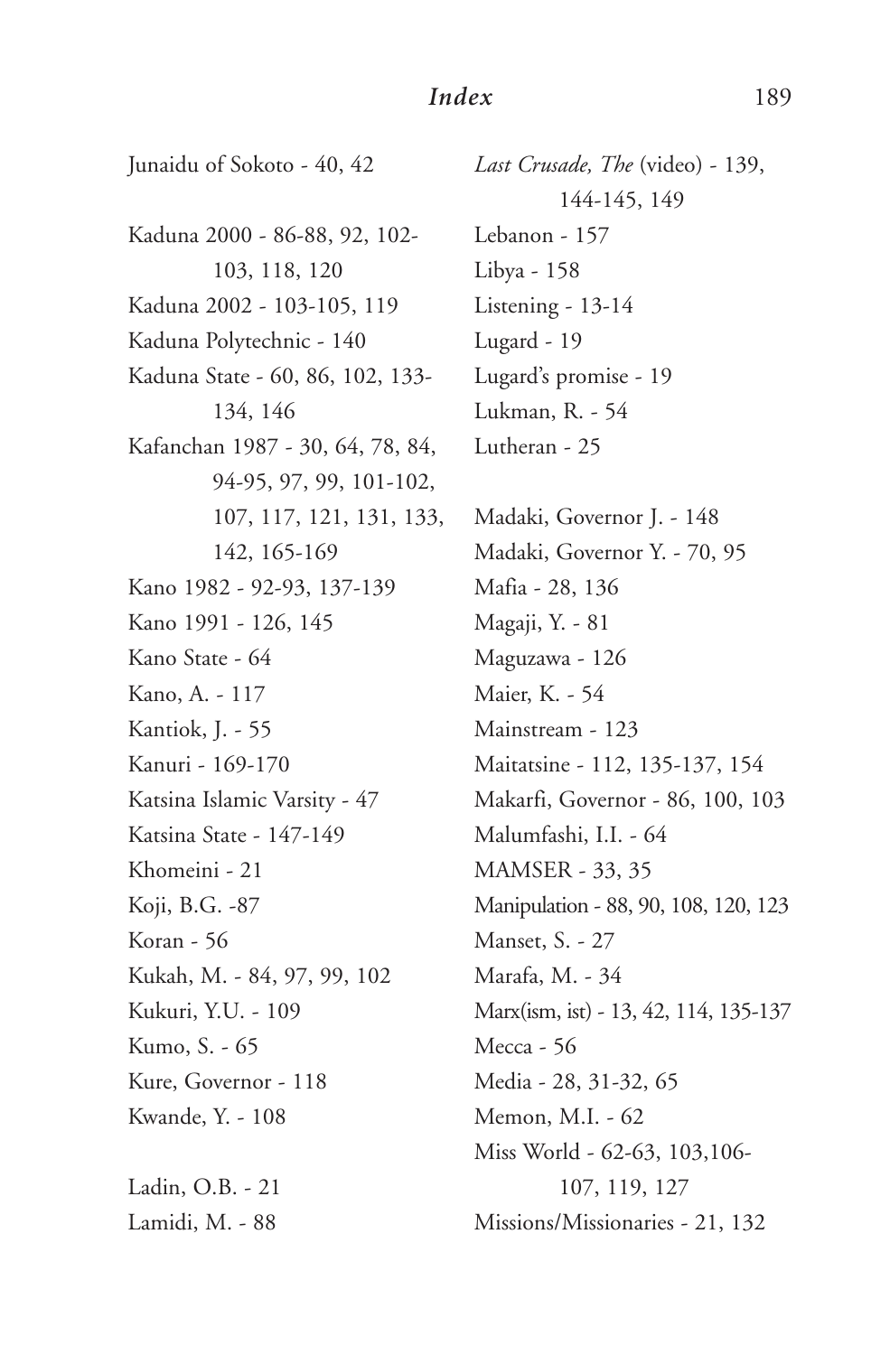Junaidu of Sokoto - 40, 42

Kaduna 2000 - 86-88, 92, 102-103, 118, 120
Kaduna 2002 - 103-105, 119
Kaduna Polytechnic - 140
Kaduna State - 60, 86, 102, 133-134, 146
Kafanchan 1987 - 30, 64, 78, 84, 94-95, 97, 99, 101-102, 107, 117, 121, 131, 133, 142, 165-169
Kano 1982 - 92-93, 137-139
Kano 1991 - 126, 145
Kano State - 64
Kano, A. - 117
Kantiok, J. - 55
Kanuri - 169-170
Katsina Islamic Varsity - 47
Katsina State - 147-149
Khomeini - 21
Koji, B.G. -87
Koran - 56
Kukah, M. - 84, 97, 99, 102
Kukuri, Y.U. - 109
Kumo, S. - 65
Kure, Governor - 118
Kwande, Y. - 108

Ladin, O.B. - 21
Lamidi, M. - 88
*Last Crusade, The* (video) - 139, 144-145, 149
Lebanon - 157
Libya - 158
Listening - 13-14
Lugard - 19
Lugard's promise - 19
Lukman, R. - 54
Lutheran - 25

Madaki, Governor J. - 148
Madaki, Governor Y. - 70, 95
Mafia - 28, 136
Magaji, Y. - 81
Maguzawa - 126
Maier, K. - 54
Mainstream - 123
Maitatsine - 112, 135-137, 154
Makarfi, Governor - 86, 100, 103
Malumfashi, I.I. - 64
MAMSER - 33, 35
Manipulation - 88, 90, 108, 120, 123
Manset, S. - 27
Marafa, M. - 34
Marx(ism, ist) - 13, 42, 114, 135-137
Mecca - 56
Media - 28, 31-32, 65
Memon, M.I. - 62
Miss World - 62-63, 103,106-107, 119, 127
Missions/Missionaries - 21, 132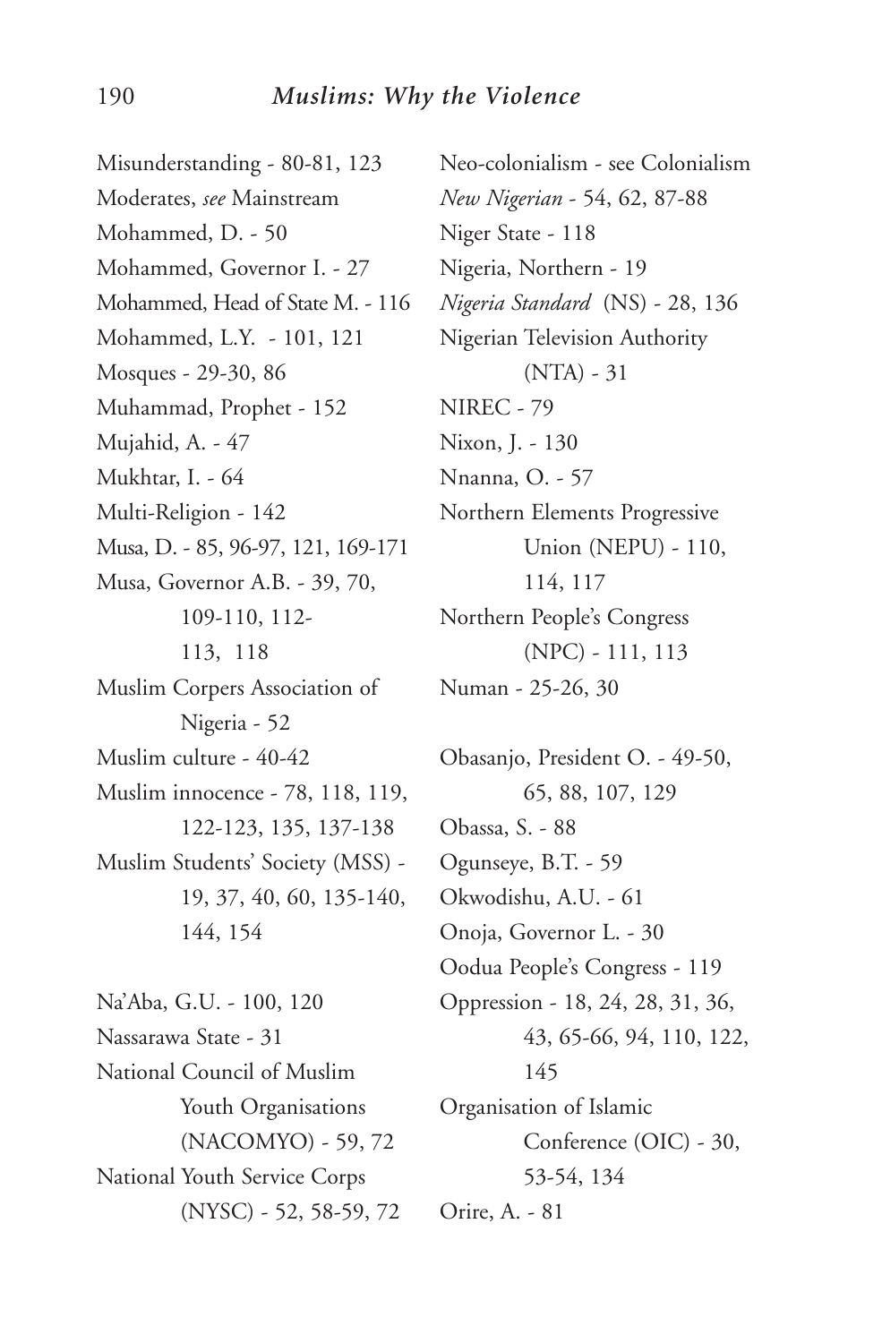Misunderstanding - 80-81, 123
Moderates, *see* Mainstream
Mohammed, D. - 50
Mohammed, Governor I. - 27
Mohammed, Head of State M. - 116
Mohammed, L.Y. - 101, 121
Mosques - 29-30, 86
Muhammad, Prophet - 152
Mujahid, A. - 47
Mukhtar, I. - 64
Multi-Religion - 142
Musa, D. - 85, 96-97, 121, 169-171
Musa, Governor A.B. - 39, 70, 109-110, 112-113, 118
Muslim Corpers Association of Nigeria - 52
Muslim culture - 40-42
Muslim innocence - 78, 118, 119, 122-123, 135, 137-138
Muslim Students' Society (MSS) - 19, 37, 40, 60, 135-140, 144, 154

Na'Aba, G.U. - 100, 120
Nassarawa State - 31
National Council of Muslim Youth Organisations (NACOMYO) - 59, 72
National Youth Service Corps (NYSC) - 52, 58-59, 72
Neo-colonialism - see Colonialism
*New Nigerian* - 54, 62, 87-88
Niger State - 118
Nigeria, Northern - 19
*Nigeria Standard* (NS) - 28, 136
Nigerian Television Authority (NTA) - 31
NIREC - 79
Nixon, J. - 130
Nnanna, O. - 57
Northern Elements Progressive Union (NEPU) - 110, 114, 117
Northern People's Congress (NPC) - 111, 113
Numan - 25-26, 30

Obasanjo, President O. - 49-50, 65, 88, 107, 129
Obassa, S. - 88
Ogunseye, B.T. - 59
Okwodishu, A.U. - 61
Onoja, Governor L. - 30
Oodua People's Congress - 119
Oppression - 18, 24, 28, 31, 36, 43, 65-66, 94, 110, 122, 145
Organisation of Islamic Conference (OIC) - 30, 53-54, 134
Orire, A. - 81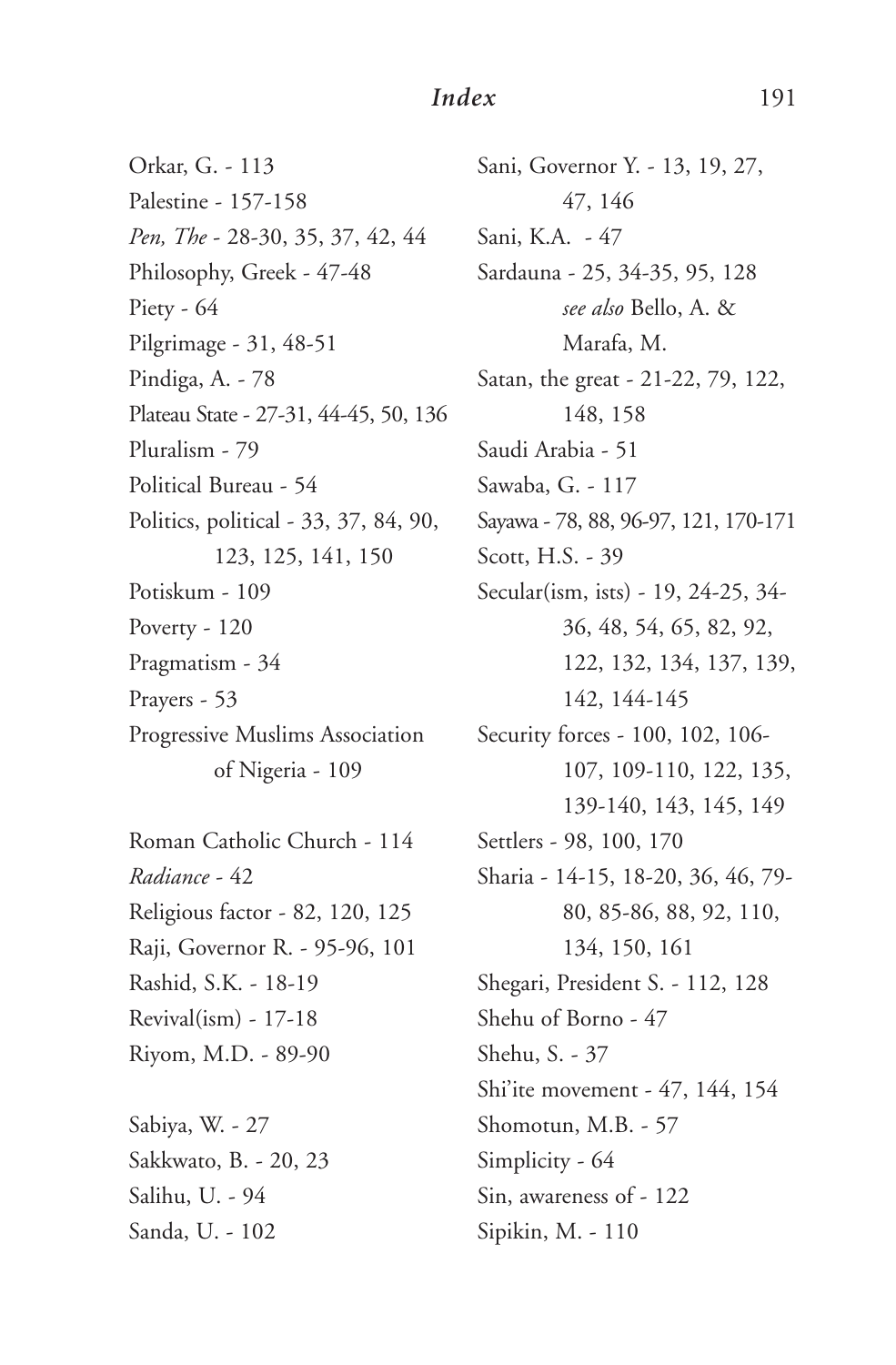Orkar, G. - 113
Palestine - 157-158
*Pen, The* - 28-30, 35, 37, 42, 44
Philosophy, Greek - 47-48
Piety - 64
Pilgrimage - 31, 48-51
Pindiga, A. - 78
Plateau State - 27-31, 44-45, 50, 136
Pluralism - 79
Political Bureau - 54
Politics, political - 33, 37, 84, 90, 123, 125, 141, 150
Potiskum - 109
Poverty - 120
Pragmatism - 34
Prayers - 53
Progressive Muslims Association of Nigeria - 109

Roman Catholic Church - 114
*Radiance* - 42
Religious factor - 82, 120, 125
Raji, Governor R. - 95-96, 101
Rashid, S.K. - 18-19
Revival(ism) - 17-18
Riyom, M.D. - 89-90

Sabiya, W. - 27
Sakkwato, B. - 20, 23
Salihu, U. - 94
Sanda, U. - 102
Sani, Governor Y. - 13, 19, 27, 47, 146
Sani, K.A. - 47
Sardauna - 25, 34-35, 95, 128
*see also* Bello, A. & Marafa, M.
Satan, the great - 21-22, 79, 122, 148, 158
Saudi Arabia - 51
Sawaba, G. - 117
Sayawa - 78, 88, 96-97, 121, 170-171
Scott, H.S. - 39
Secular(ism, ists) - 19, 24-25, 34-36, 48, 54, 65, 82, 92, 122, 132, 134, 137, 139, 142, 144-145
Security forces - 100, 102, 106-107, 109-110, 122, 135, 139-140, 143, 145, 149
Settlers - 98, 100, 170
Sharia - 14-15, 18-20, 36, 46, 79-80, 85-86, 88, 92, 110, 134, 150, 161
Shegari, President S. - 112, 128
Shehu of Borno - 47
Shehu, S. - 37
Shi'ite movement - 47, 144, 154
Shomotun, M.B. - 57
Simplicity - 64
Sin, awareness of - 122
Sipikin, M. - 110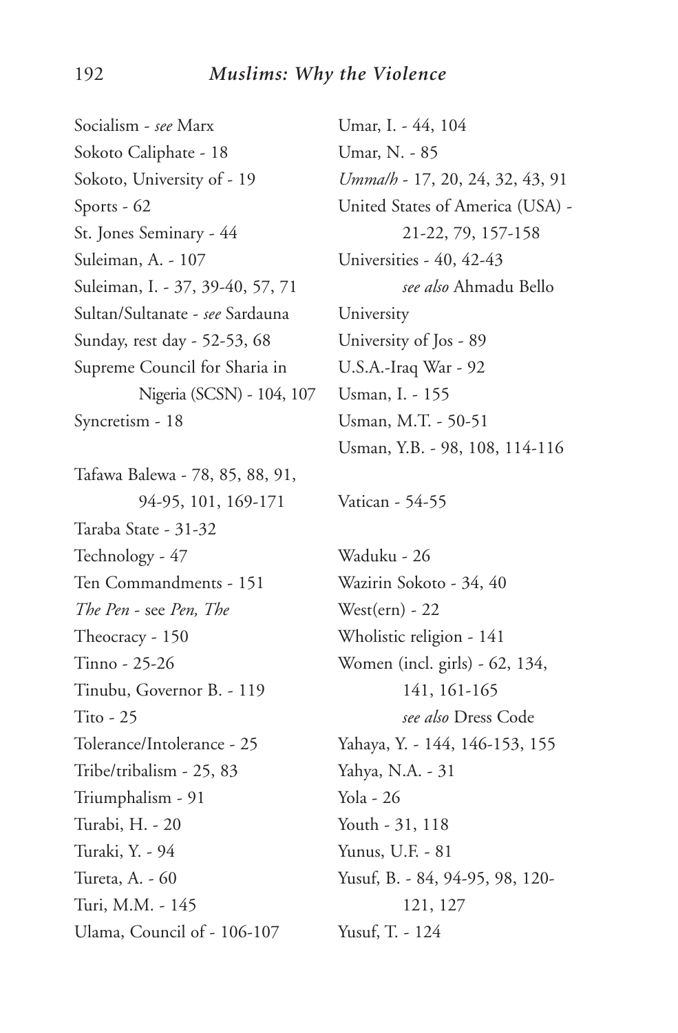Socialism - *see* Marx
Sokoto Caliphate - 18
Sokoto, University of - 19
Sports - 62
St. Jones Seminary - 44
Suleiman, A. - 107
Suleiman, I. - 37, 39-40, 57, 71
Sultan/Sultanate - *see* Sardauna
Sunday, rest day - 52-53, 68
Supreme Council for Sharia in Nigeria (SCSN) - 104, 107
Syncretism - 18

Tafawa Balewa - 78, 85, 88, 91, 94-95, 101, 169-171
Taraba State - 31-32
Technology - 47
Ten Commandments - 151
*The Pen* - see *Pen, The*
Theocracy - 150
Tinno - 25-26
Tinubu, Governor B. - 119
Tito - 25
Tolerance/Intolerance - 25
Tribe/tribalism - 25, 83
Triumphalism - 91
Turabi, H. - 20
Turaki, Y. - 94
Tureta, A. - 60
Turi, M.M. - 145
Ulama, Council of - 106-107
Umar, I. - 44, 104
Umar, N. - 85
*Umma/h* - 17, 20, 24, 32, 43, 91
United States of America (USA) - 21-22, 79, 157-158
Universities - 40, 42-43
*see also* Ahmadu Bello University
University of Jos - 89
U.S.A.-Iraq War - 92
Usman, I. - 155
Usman, M.T. - 50-51
Usman, Y.B. - 98, 108, 114-116

Vatican - 54-55

Waduku - 26
Wazirin Sokoto - 34, 40
West(ern) - 22
Wholistic religion - 141
Women (incl. girls) - 62, 134, 141, 161-165
*see also* Dress Code
Yahaya, Y. - 144, 146-153, 155
Yahya, N.A. - 31
Yola - 26
Youth - 31, 118
Yunus, U.F. - 81
Yusuf, B. - 84, 94-95, 98, 120-121, 127
Yusuf, T. - 124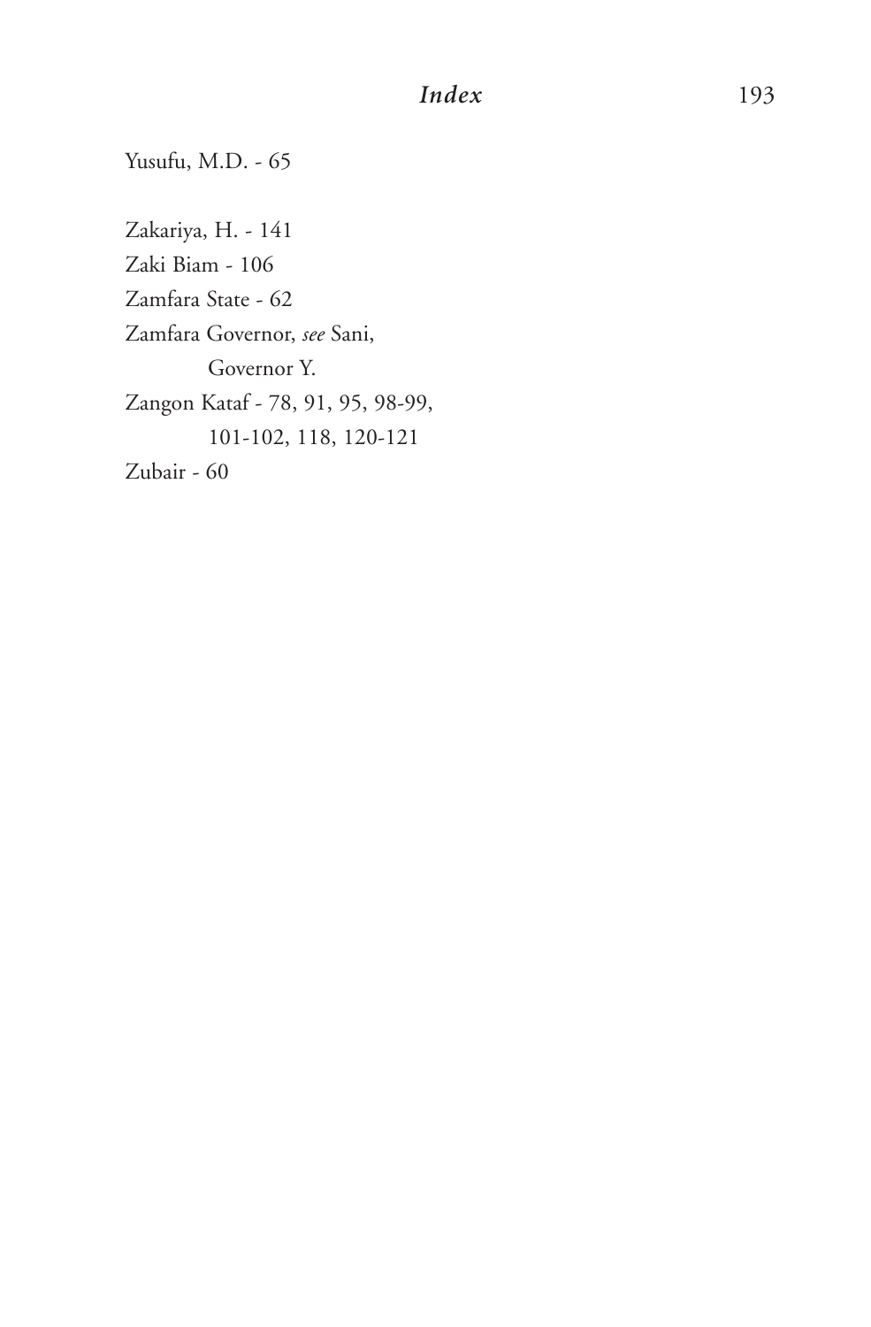Yusufu, M.D. - 65

Zakariya, H. - 141
Zaki Biam - 106
Zamfara State - 62
Zamfara Governor, *see* Sani,
    Governor Y.
Zangon Kataf - 78, 91, 95, 98-99,
    101-102, 118, 120-121
Zubair - 60